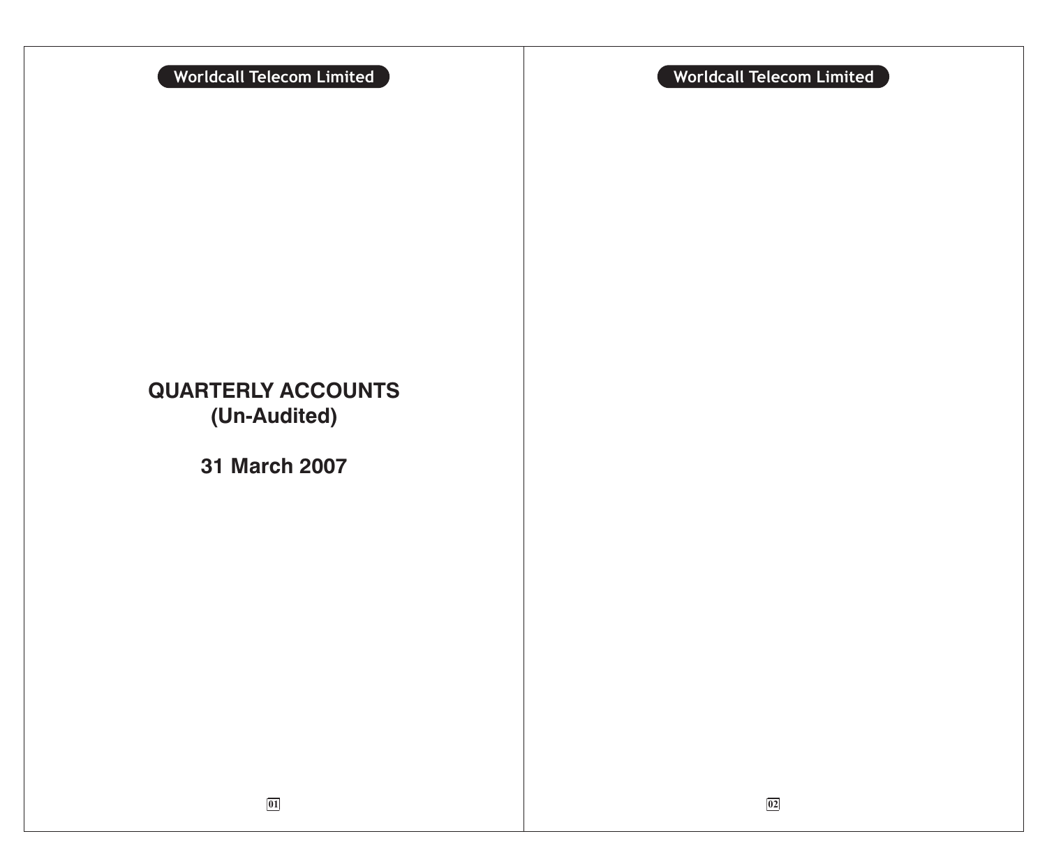# QUARTERLY ACCOUNTS
## (Un-Audited)

## 31 March 2007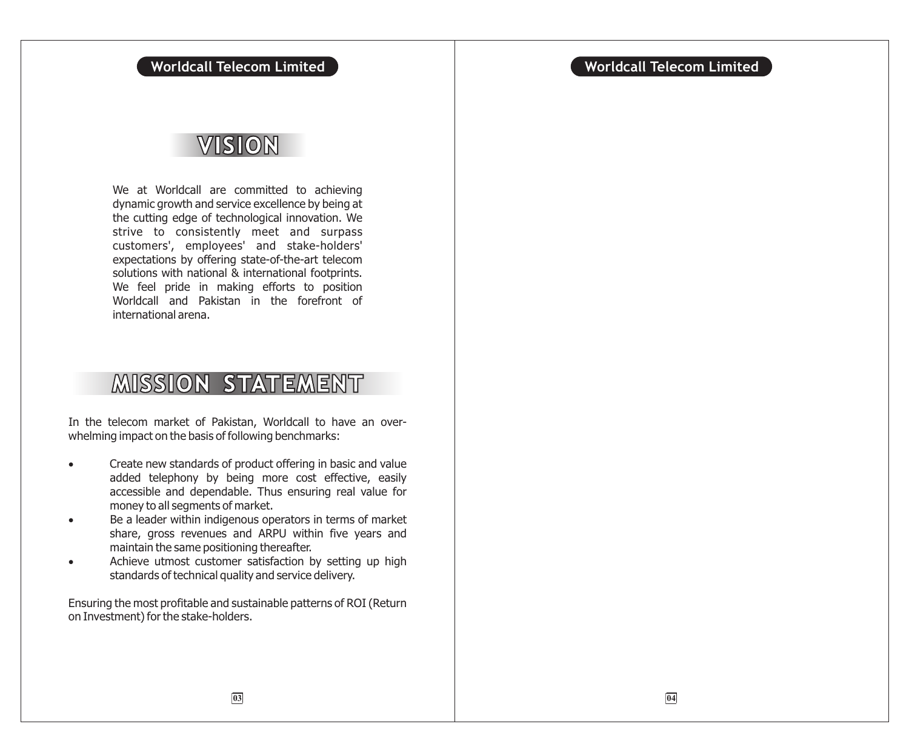# VISION

We at Worldcall are committed to achieving dynamic growth and service excellence by being at the cutting edge of technological innovation. We strive to consistently meet and surpass customers', employees' and stake-holders' expectations by offering state-of-the-art telecom solutions with national & international footprints. We feel pride in making efforts to position Worldcall and Pakistan in the forefront of international arena.

# MISSION STATEMENT

In the telecom market of Pakistan, Worldcall to have an over-whelming impact on the basis of following benchmarks:

- Create new standards of product offering in basic and value added telephony by being more cost effective, easily accessible and dependable. Thus ensuring real value for money to all segments of market.
- Be a leader within indigenous operators in terms of market share, gross revenues and ARPU within five years and maintain the same positioning thereafter.
- Achieve utmost customer satisfaction by setting up high standards of technical quality and service delivery.

Ensuring the most profitable and sustainable patterns of ROI (Return on Investment) for the stake-holders.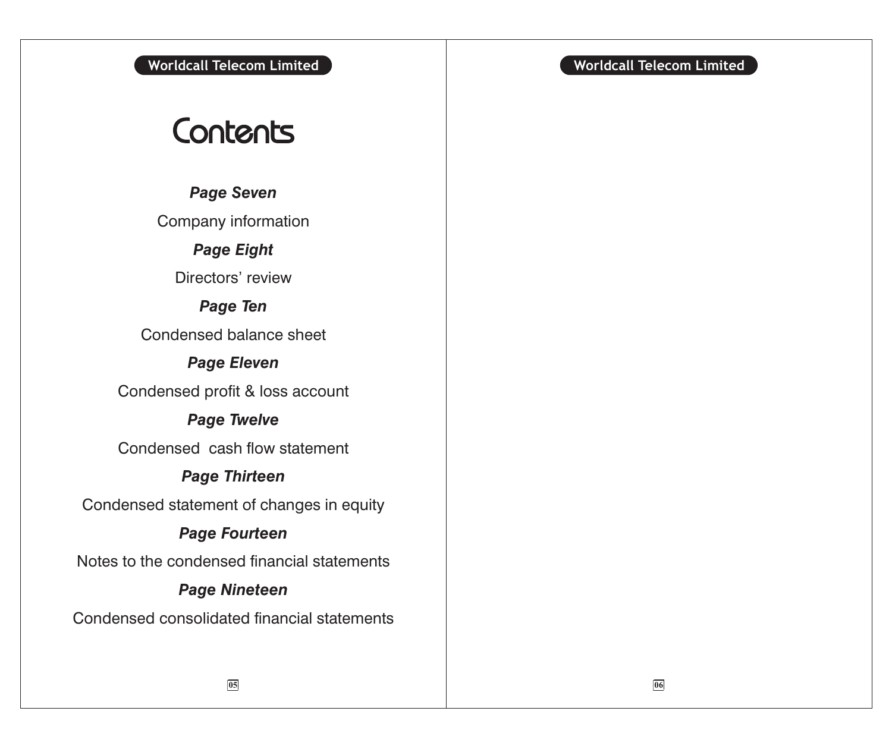# Contents

***Page Seven***

Company information

***Page Eight***

Directors' review

***Page Ten***

Condensed balance sheet

***Page Eleven***

Condensed profit & loss account

***Page Twelve***

Condensed  cash flow statement

***Page Thirteen***

Condensed statement of changes in equity

***Page Fourteen***

Notes to the condensed financial statements

***Page Nineteen***

Condensed consolidated financial statements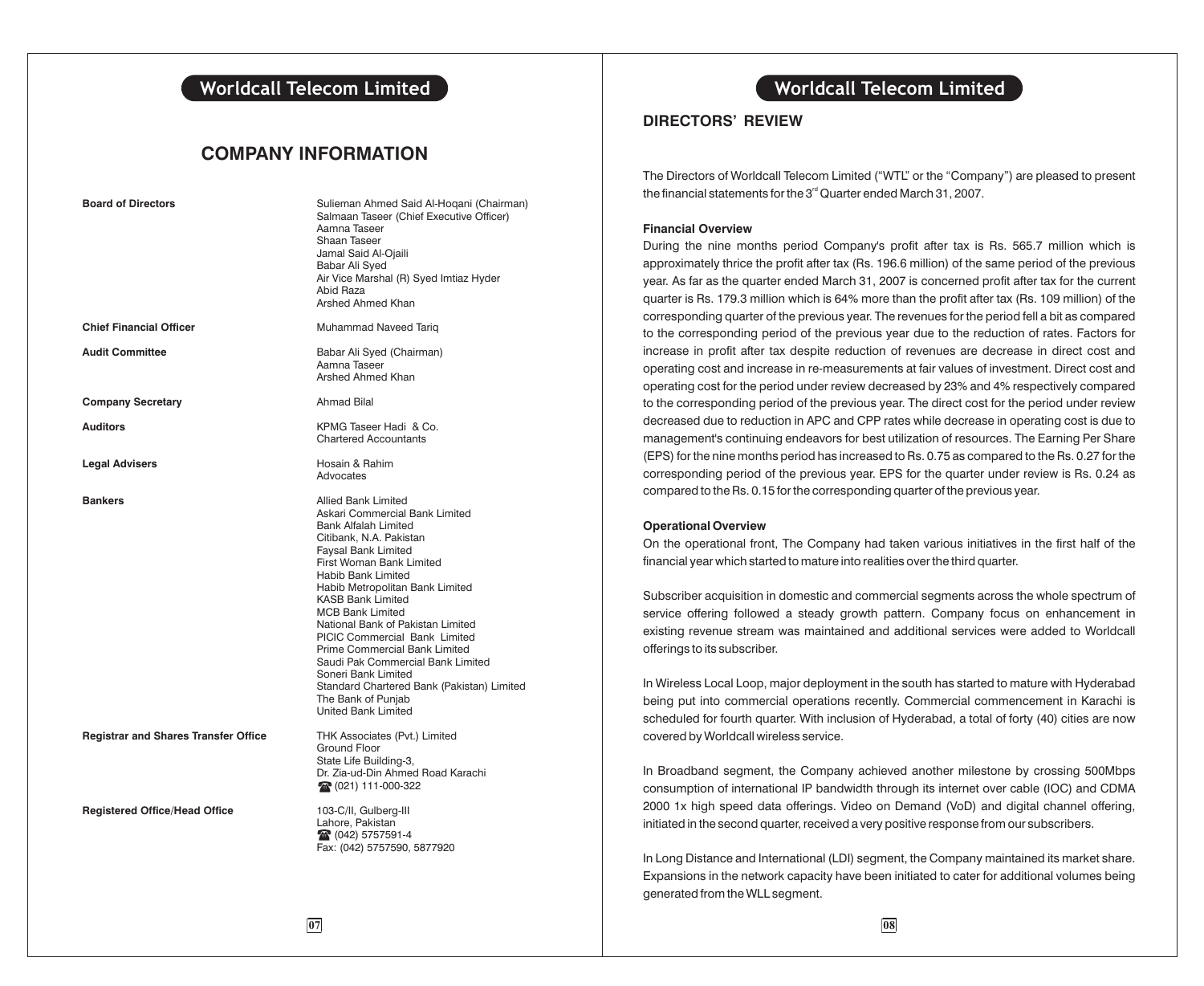# COMPANY INFORMATION

| | |
|---|---|
| **Board of Directors** | Sulieman Ahmed Said Al-Hoqani (Chairman)<br>Salmaan Taseer (Chief Executive Officer)<br>Aamna Taseer<br>Shaan Taseer<br>Jamal Said Al-Ojaili<br>Babar Ali Syed<br>Air Vice Marshal (R) Syed Imtiaz Hyder<br>Abid Raza<br>Arshed Ahmed Khan |
| **Chief Financial Officer** | Muhammad Naveed Tariq |
| **Audit Committee** | Babar Ali Syed (Chairman)<br>Aamna Taseer<br>Arshed Ahmed Khan |
| **Company Secretary** | Ahmad Bilal |
| **Auditors** | KPMG Taseer Hadi & Co.<br>Chartered Accountants |
| **Legal Advisers** | Hosain & Rahim<br>Advocates |
| **Bankers** | Allied Bank Limited<br>Askari Commercial Bank Limited<br>Bank Alfalah Limited<br>Citibank, N.A. Pakistan<br>Faysal Bank Limited<br>First Woman Bank Limited<br>Habib Bank Limited<br>Habib Metropolitan Bank Limited<br>KASB Bank Limited<br>MCB Bank Limited<br>National Bank of Pakistan Limited<br>PICIC Commercial Bank Limited<br>Prime Commercial Bank Limited<br>Saudi Pak Commercial Bank Limited<br>Soneri Bank Limited<br>Standard Chartered Bank (Pakistan) Limited<br>The Bank of Punjab<br>United Bank Limited |
| **Registrar and Shares Transfer Office** | THK Associates (Pvt.) Limited<br>Ground Floor<br>State Life Building-3,<br>Dr. Zia-ud-Din Ahmed Road Karachi<br>☎ (021) 111-000-322 |
| **Registered Office/Head Office** | 103-C/II, Gulberg-III<br>Lahore, Pakistan<br>☎ (042) 5757591-4<br>Fax: (042) 5757590, 5877920 |

## DIRECTORS' REVIEW

The Directors of Worldcall Telecom Limited ("WTL" or the "Company") are pleased to present the financial statements for the 3rd Quarter ended March 31, 2007.

**Financial Overview**

During the nine months period Company's profit after tax is Rs. 565.7 million which is approximately thrice the profit after tax (Rs. 196.6 million) of the same period of the previous year. As far as the quarter ended March 31, 2007 is concerned profit after tax for the current quarter is Rs. 179.3 million which is 64% more than the profit after tax (Rs. 109 million) of the corresponding quarter of the previous year. The revenues for the period fell a bit as compared to the corresponding period of the previous year due to the reduction of rates. Factors for increase in profit after tax despite reduction of revenues are decrease in direct cost and operating cost and increase in re-measurements at fair values of investment. Direct cost and operating cost for the period under review decreased by 23% and 4% respectively compared to the corresponding period of the previous year. The direct cost for the period under review decreased due to reduction in APC and CPP rates while decrease in operating cost is due to management's continuing endeavors for best utilization of resources. The Earning Per Share (EPS) for the nine months period has increased to Rs. 0.75 as compared to the Rs. 0.27 for the corresponding period of the previous year. EPS for the quarter under review is Rs. 0.24 as compared to the Rs. 0.15 for the corresponding quarter of the previous year.

**Operational Overview**

On the operational front, The Company had taken various initiatives in the first half of the financial year which started to mature into realities over the third quarter.

Subscriber acquisition in domestic and commercial segments across the whole spectrum of service offering followed a steady growth pattern. Company focus on enhancement in existing revenue stream was maintained and additional services were added to Worldcall offerings to its subscriber.

In Wireless Local Loop, major deployment in the south has started to mature with Hyderabad being put into commercial operations recently. Commercial commencement in Karachi is scheduled for fourth quarter. With inclusion of Hyderabad, a total of forty (40) cities are now covered by Worldcall wireless service.

In Broadband segment, the Company achieved another milestone by crossing 500Mbps consumption of international IP bandwidth through its internet over cable (IOC) and CDMA 2000 1x high speed data offerings. Video on Demand (VoD) and digital channel offering, initiated in the second quarter, received a very positive response from our subscribers.

In Long Distance and International (LDI) segment, the Company maintained its market share. Expansions in the network capacity have been initiated to cater for additional volumes being generated from the WLL segment.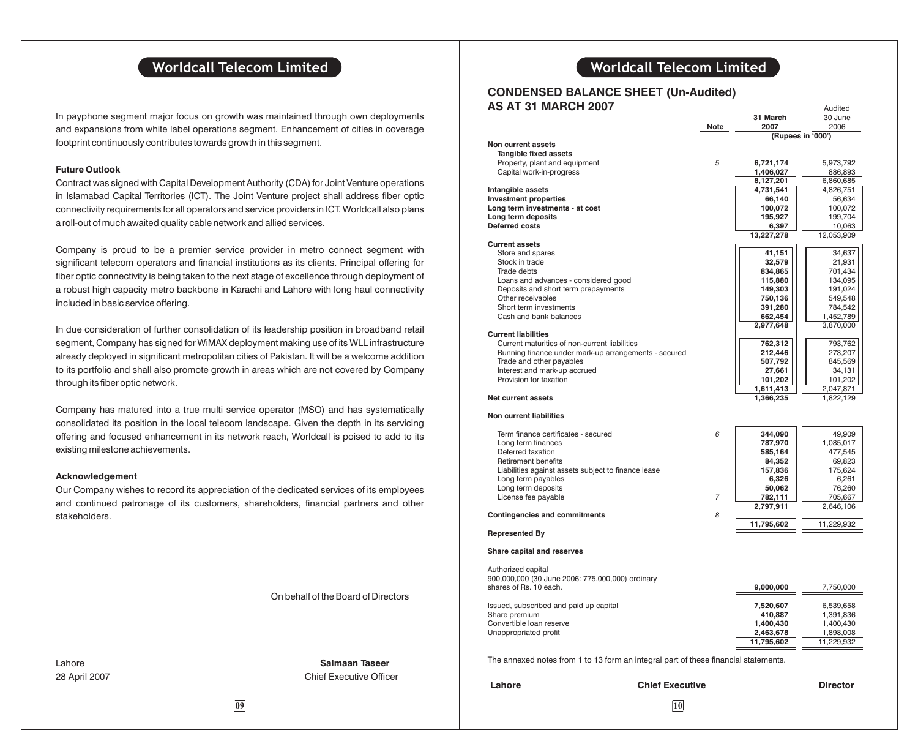In payphone segment major focus on growth was maintained through own deployments and expansions from white label operations segment. Enhancement of cities in coverage footprint continuously contributes towards growth in this segment.

### Future Outlook

Contract was signed with Capital Development Authority (CDA) for Joint Venture operations in Islamabad Capital Territories (ICT). The Joint Venture project shall address fiber optic connectivity requirements for all operators and service providers in ICT. Worldcall also plans a roll-out of much awaited quality cable network and allied services.

Company is proud to be a premier service provider in metro connect segment with significant telecom operators and financial institutions as its clients. Principal offering for fiber optic connectivity is being taken to the next stage of excellence through deployment of a robust high capacity metro backbone in Karachi and Lahore with long haul connectivity included in basic service offering.

In due consideration of further consolidation of its leadership position in broadband retail segment, Company has signed for WiMAX deployment making use of its WLL infrastructure already deployed in significant metropolitan cities of Pakistan. It will be a welcome addition to its portfolio and shall also promote growth in areas which are not covered by Company through its fiber optic network.

Company has matured into a true multi service operator (MSO) and has systematically consolidated its position in the local telecom landscape. Given the depth in its servicing offering and focused enhancement in its network reach, Worldcall is poised to add to its existing milestone achievements.

### Acknowledgement

Our Company wishes to record its appreciation of the dedicated services of its employees and continued patronage of its customers, shareholders, financial partners and other stakeholders.

On behalf of the Board of Directors

Lahore
28 April 2007

**Salmaan Taseer**
Chief Executive Officer

## CONDENSED BALANCE SHEET (Un-Audited)
## AS AT 31 MARCH 2007

| | Note | 31 March 2007 | Audited 30 June 2006 |
|---|---|---|---|
| | | (Rupees in '000') | |
| **Non current assets** | | | |
| **Tangible fixed assets** | | | |
| Property, plant and equipment | 5 | **6,721,174** | 5,973,792 |
| Capital work-in-progress | | **1,406,027** | 886,893 |
| | | **8,127,201** | 6,860,685 |
| **Intangible assets** | | **4,731,541** | 4,826,751 |
| **Investment properties** | | **66,140** | 56,634 |
| **Long term investments - at cost** | | **100,072** | 100,072 |
| **Long term deposits** | | **195,927** | 199,704 |
| **Deferred costs** | | **6,397** | 10,063 |
| | | **13,227,278** | 12,053,909 |
| **Current assets** | | | |
| Store and spares | | **41,151** | 34,637 |
| Stock in trade | | **32,579** | 21,931 |
| Trade debts | | **834,865** | 701,434 |
| Loans and advances - considered good | | **115,880** | 134,095 |
| Deposits and short term prepayments | | **149,303** | 191,024 |
| Other receivables | | **750,136** | 549,548 |
| Short term investments | | **391,280** | 784,542 |
| Cash and bank balances | | **662,454** | 1,452,789 |
| | | **2,977,648** | 3,870,000 |
| **Current liabilities** | | | |
| Current maturities of non-current liabilities | | **762,312** | 793,762 |
| Running finance under mark-up arrangements - secured | | **212,446** | 273,207 |
| Trade and other payables | | **507,792** | 845,569 |
| Interest and mark-up accrued | | **27,661** | 34,131 |
| Provision for taxation | | **101,202** | 101,202 |
| | | **1,611,413** | 2,047,871 |
| **Net current assets** | | **1,366,235** | 1,822,129 |
| **Non current liabilities** | | | |
| Term finance certificates - secured | 6 | **344,090** | 49,909 |
| Long term finances | | **787,970** | 1,085,017 |
| Deferred taxation | | **585,164** | 477,545 |
| Retirement benefits | | **84,352** | 69,823 |
| Liabilities against assets subject to finance lease | | **157,836** | 175,624 |
| Long term payables | | **6,326** | 6,261 |
| Long term deposits | | **50,062** | 76,260 |
| License fee payable | 7 | **782,111** | 705,667 |
| | | **2,797,911** | 2,646,106 |
| **Contingencies and commitments** | 8 | | |
| | | **11,795,602** | 11,229,932 |
| **Represented By** | | | |
| **Share capital and reserves** | | | |
| Authorized capital 900,000,000 (30 June 2006: 775,000,000) ordinary shares of Rs. 10 each. | | **9,000,000** | 7,750,000 |
| Issued, subscribed and paid up capital | | **7,520,607** | 6,539,658 |
| Share premium | | **410,887** | 1,391,836 |
| Convertible loan reserve | | **1,400,430** | 1,400,430 |
| Unappropriated profit | | **2,463,678** | 1,898,008 |
| | | **11,795,602** | 11,229,932 |

The annexed notes from 1 to 13 form an integral part of these financial statements.

**Lahore** **Chief Executive** **Director**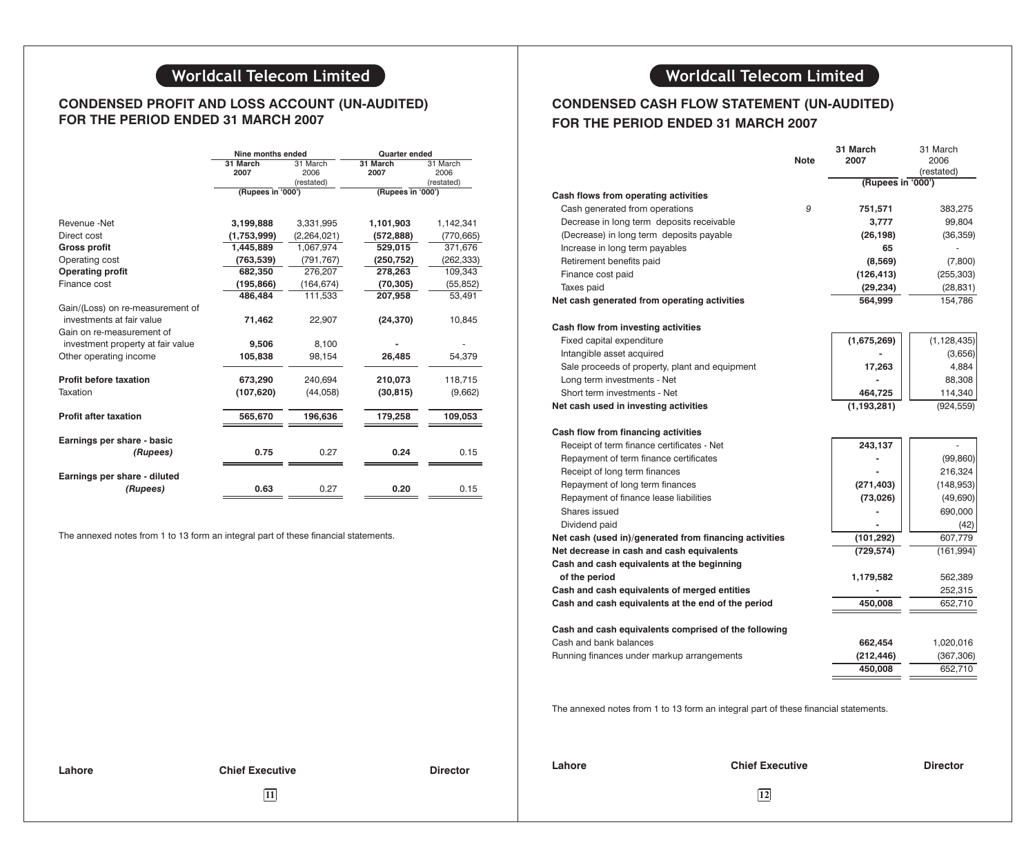## Worldcall Telecom Limited

### CONDENSED PROFIT AND LOSS ACCOUNT (UN-AUDITED) FOR THE PERIOD ENDED 31 MARCH 2007

| | Nine months ended | | Quarter ended | |
|---|---|---|---|---|
| | **31 March 2007** | 31 March 2006 (restated) | **31 March 2007** | 31 March 2006 (restated) |
| | **(Rupees in '000')** | | **(Rupees in '000')** | |
| Revenue -Net | **3,199,888** | 3,331,995 | **1,101,903** | 1,142,341 |
| Direct cost | **(1,753,999)** | (2,264,021) | **(572,888)** | (770,665) |
| **Gross profit** | **1,445,889** | 1,067,974 | **529,015** | 371,676 |
| Operating cost | **(763,539)** | (791,767) | **(250,752)** | (262,333) |
| **Operating profit** | **682,350** | 276,207 | **278,263** | 109,343 |
| Finance cost | **(195,866)** | (164,674) | **(70,305)** | (55,852) |
| | **486,484** | 111,533 | **207,958** | 53,491 |
| Gain/(Loss) on re-measurement of investments at fair value | **71,462** | 22,907 | **(24,370)** | 10,845 |
| Gain on re-measurement of investment property at fair value | **9,506** | 8,100 | **-** | - |
| Other operating income | **105,838** | 98,154 | **26,485** | 54,379 |
| **Profit before taxation** | **673,290** | 240,694 | **210,073** | 118,715 |
| Taxation | **(107,620)** | (44,058) | **(30,815)** | (9,662) |
| **Profit after taxation** | **565,670** | **196,636** | **179,258** | **109,053** |
| **Earnings per share - basic** *(Rupees)* | **0.75** | 0.27 | **0.24** | 0.15 |
| **Earnings per share - diluted** *(Rupees)* | **0.63** | 0.27 | **0.20** | 0.15 |

The annexed notes from 1 to 13 form an integral part of these financial statements.

**Lahore** **Chief Executive** **Director**

## Worldcall Telecom Limited

### CONDENSED CASH FLOW STATEMENT (UN-AUDITED) FOR THE PERIOD ENDED 31 MARCH 2007

| | Note | **31 March 2007** | 31 March 2006 (restated) |
|---|---|---|---|
| | | **(Rupees in '000')** | |
| **Cash flows from operating activities** | | | |
| Cash generated from operations | 9 | **751,571** | 383,275 |
| Decrease in long term deposits receivable | | **3,777** | 99,804 |
| (Decrease) in long term deposits payable | | **(26,198)** | (36,359) |
| Increase in long term payables | | **65** | - |
| Retirement benefits paid | | **(8,569)** | (7,800) |
| Finance cost paid | | **(126,413)** | (255,303) |
| Taxes paid | | **(29,234)** | (28,831) |
| **Net cash generated from operating activities** | | **564,999** | 154,786 |
| **Cash flow from investing activities** | | | |
| Fixed capital expenditure | | **(1,675,269)** | (1,128,435) |
| Intangible asset acquired | | **-** | (3,656) |
| Sale proceeds of property, plant and equipment | | **17,263** | 4,884 |
| Long term investments - Net | | **-** | 88,308 |
| Short term investments - Net | | **464,725** | 114,340 |
| **Net cash used in investing activities** | | **(1,193,281)** | (924,559) |
| **Cash flow from financing activities** | | | |
| Receipt of term finance certificates - Net | | **243,137** | - |
| Repayment of term finance certificates | | **-** | (99,860) |
| Receipt of long term finances | | **-** | 216,324 |
| Repayment of long term finances | | **(271,403)** | (148,953) |
| Repayment of finance lease liabilities | | **(73,026)** | (49,690) |
| Shares issued | | **-** | 690,000 |
| Dividend paid | | **-** | (42) |
| **Net cash (used in)/generated from financing activities** | | **(101,292)** | 607,779 |
| **Net decrease in cash and cash equivalents** | | **(729,574)** | (161,994) |
| **Cash and cash equivalents at the beginning of the period** | | **1,179,582** | 562,389 |
| **Cash and cash equivalents of merged entities** | | **-** | 252,315 |
| **Cash and cash equivalents at the end of the period** | | **450,008** | 652,710 |
| **Cash and cash equivalents comprised of the following** | | | |
| Cash and bank balances | | **662,454** | 1,020,016 |
| Running finances under markup arrangements | | **(212,446)** | (367,306) |
| | | **450,008** | 652,710 |

The annexed notes from 1 to 13 form an integral part of these financial statements.

**Lahore** **Chief Executive** **Director**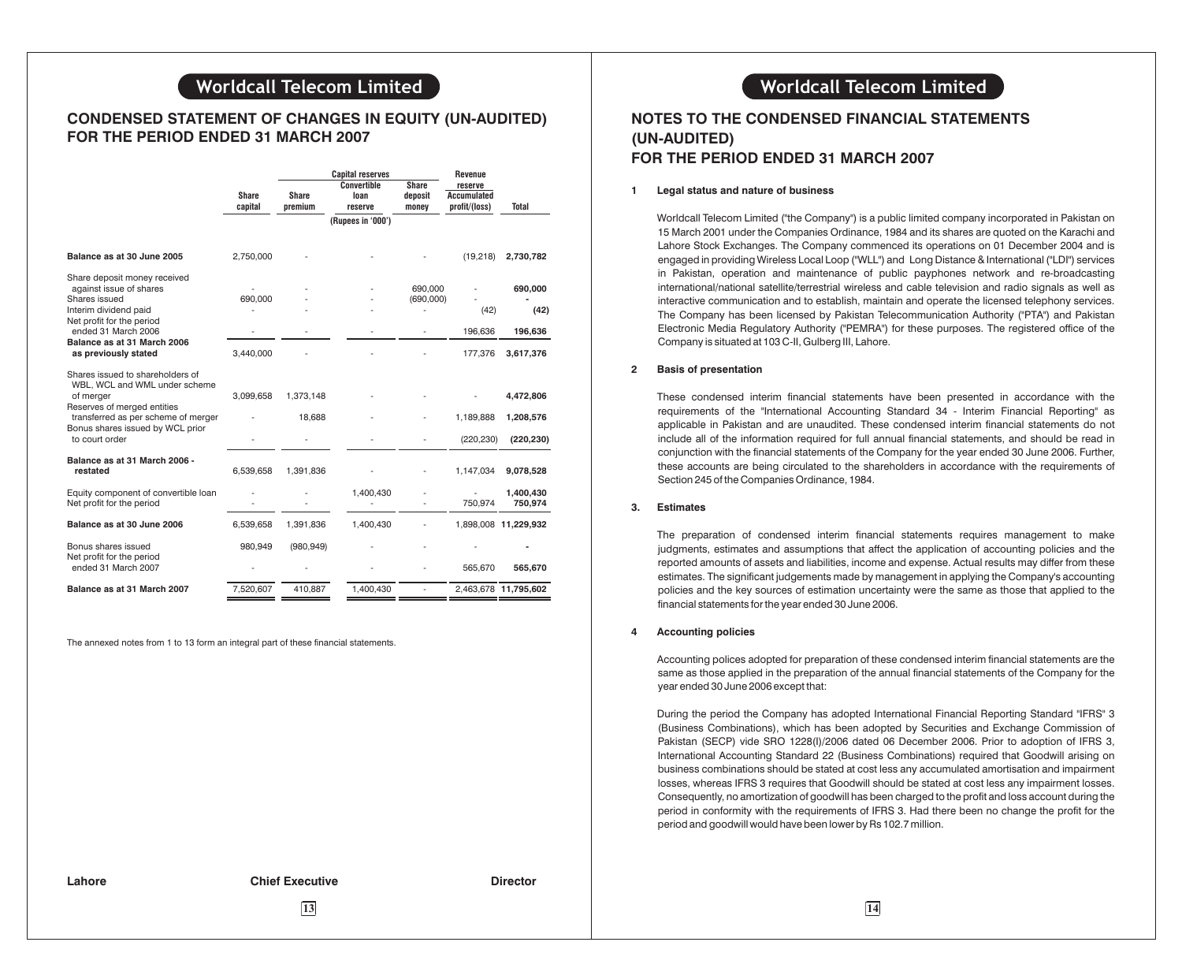# Worldcall Telecom Limited

## CONDENSED STATEMENT OF CHANGES IN EQUITY (UN-AUDITED) FOR THE PERIOD ENDED 31 MARCH 2007

| | Share capital | Capital reserves | | | Revenue reserve | Total |
|---|---|---|---|---|---|---|
| | | Share premium | Convertible loan reserve | Share deposit money | Accumulated profit/(loss) | |
| | (Rupees in '000') | | | | | |
| **Balance as at 30 June 2005** | 2,750,000 | - | - | - | (19,218) | **2,730,782** |
| Share deposit money received against issue of shares | - | - | - | 690,000 | - | **690,000** |
| Shares issued | 690,000 | - | - | (690,000) | - | **-** |
| Interim dividend paid | - | - | - | - | (42) | **(42)** |
| Net profit for the period ended 31 March 2006 | - | - | - | - | 196,636 | **196,636** |
| **Balance as at 31 March 2006 as previously stated** | 3,440,000 | - | - | - | 177,376 | **3,617,376** |
| Shares issued to shareholders of WBL, WCL and WML under scheme of merger | 3,099,658 | 1,373,148 | - | - | - | **4,472,806** |
| Reserves of merged entities transferred as per scheme of merger | - | 18,688 | - | - | 1,189,888 | **1,208,576** |
| Bonus shares issued by WCL prior to court order | - | - | - | - | (220,230) | **(220,230)** |
| **Balance as at 31 March 2006 - restated** | 6,539,658 | 1,391,836 | - | - | 1,147,034 | **9,078,528** |
| Equity component of convertible loan | - | - | 1,400,430 | - | - | **1,400,430** |
| Net profit for the period | - | - | - | - | 750,974 | **750,974** |
| **Balance as at 30 June 2006** | 6,539,658 | 1,391,836 | 1,400,430 | - | 1,898,008 | **11,229,932** |
| Bonus shares issued | 980,949 | (980,949) | - | - | - | **-** |
| Net profit for the period ended 31 March 2007 | - | - | - | - | 565,670 | **565,670** |
| **Balance as at 31 March 2007** | 7,520,607 | 410,887 | 1,400,430 | - | 2,463,678 | **11,795,602** |

The annexed notes from 1 to 13 form an integral part of these financial statements.

**Lahore** **Chief Executive** **Director**

# Worldcall Telecom Limited

## NOTES TO THE CONDENSED FINANCIAL STATEMENTS (UN-AUDITED) FOR THE PERIOD ENDED 31 MARCH 2007

### 1 Legal status and nature of business

Worldcall Telecom Limited ("the Company") is a public limited company incorporated in Pakistan on 15 March 2001 under the Companies Ordinance, 1984 and its shares are quoted on the Karachi and Lahore Stock Exchanges. The Company commenced its operations on 01 December 2004 and is engaged in providing Wireless Local Loop ("WLL") and Long Distance & International ("LDI") services in Pakistan, operation and maintenance of public payphones network and re-broadcasting international/national satellite/terrestrial wireless and cable television and radio signals as well as interactive communication and to establish, maintain and operate the licensed telephony services. The Company has been licensed by Pakistan Telecommunication Authority ("PTA") and Pakistan Electronic Media Regulatory Authority ("PEMRA") for these purposes. The registered office of the Company is situated at 103 C-II, Gulberg III, Lahore.

### 2 Basis of presentation

These condensed interim financial statements have been presented in accordance with the requirements of the "International Accounting Standard 34 - Interim Financial Reporting" as applicable in Pakistan and are unaudited. These condensed interim financial statements do not include all of the information required for full annual financial statements, and should be read in conjunction with the financial statements of the Company for the year ended 30 June 2006. Further, these accounts are being circulated to the shareholders in accordance with the requirements of Section 245 of the Companies Ordinance, 1984.

### 3. Estimates

The preparation of condensed interim financial statements requires management to make judgments, estimates and assumptions that affect the application of accounting policies and the reported amounts of assets and liabilities, income and expense. Actual results may differ from these estimates. The significant judgements made by management in applying the Company's accounting policies and the key sources of estimation uncertainty were the same as those that applied to the financial statements for the year ended 30 June 2006.

### 4 Accounting policies

Accounting polices adopted for preparation of these condensed interim financial statements are the same as those applied in the preparation of the annual financial statements of the Company for the year ended 30 June 2006 except that:

During the period the Company has adopted International Financial Reporting Standard "IFRS" 3 (Business Combinations), which has been adopted by Securities and Exchange Commission of Pakistan (SECP) vide SRO 1228(I)/2006 dated 06 December 2006. Prior to adoption of IFRS 3, International Accounting Standard 22 (Business Combinations) required that Goodwill arising on business combinations should be stated at cost less any accumulated amortisation and impairment losses, whereas IFRS 3 requires that Goodwill should be stated at cost less any impairment losses. Consequently, no amortization of goodwill has been charged to the profit and loss account during the period in conformity with the requirements of IFRS 3. Had there been no change the profit for the period and goodwill would have been lower by Rs 102.7 million.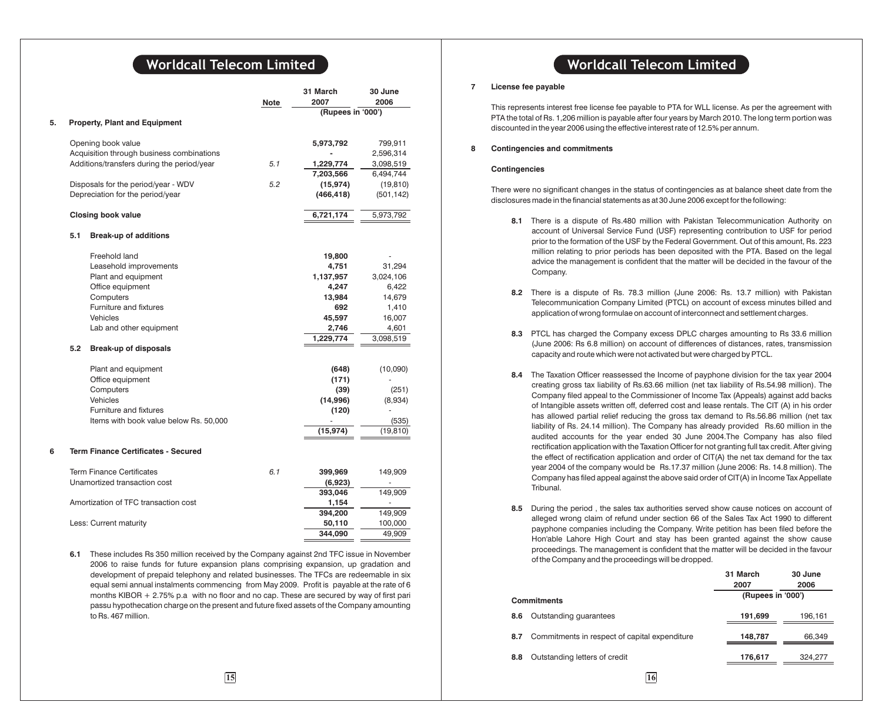| | Note | 31 March 2007 | 30 June 2006 |
|---|---|---|---|
| | | (Rupees in '000') | |

## 5. Property, Plant and Equipment

| | Note | 31 March 2007 | 30 June 2006 |
|---|---|---|---|
| Opening book value | | **5,973,792** | 799,911 |
| Acquisition through business combinations | | **-** | 2,596,314 |
| Additions/transfers during the period/year | 5.1 | **1,229,774** | 3,098,519 |
| | | **7,203,566** | 6,494,744 |
| Disposals for the period/year - WDV | 5.2 | **(15,974)** | (19,810) |
| Depreciation for the period/year | | **(466,418)** | (501,142) |
| **Closing book value** | | **6,721,174** | 5,973,792 |

### 5.1 Break-up of additions

| | 31 March 2007 | 30 June 2006 |
|---|---|---|
| Freehold land | **19,800** | - |
| Leasehold improvements | **4,751** | 31,294 |
| Plant and equipment | **1,137,957** | 3,024,106 |
| Office equipment | **4,247** | 6,422 |
| Computers | **13,984** | 14,679 |
| Furniture and fixtures | **692** | 1,410 |
| Vehicles | **45,597** | 16,007 |
| Lab and other equipment | **2,746** | 4,601 |
| | **1,229,774** | 3,098,519 |

### 5.2 Break-up of disposals

| | 31 March 2007 | 30 June 2006 |
|---|---|---|
| Plant and equipment | **(648)** | (10,090) |
| Office equipment | **(171)** | - |
| Computers | **(39)** | (251) |
| Vehicles | **(14,996)** | (8,934) |
| Furniture and fixtures | **(120)** | - |
| Items with book value below Rs. 50,000 | **-** | (535) |
| | **(15,974)** | (19,810) |

## 6 Term Finance Certificates - Secured

| | Note | 31 March 2007 | 30 June 2006 |
|---|---|---|---|
| Term Finance Certificates | 6.1 | **399,969** | 149,909 |
| Unamortized transaction cost | | **(6,923)** | - |
| | | **393,046** | 149,909 |
| Amortization of TFC transaction cost | | **1,154** | - |
| | | **394,200** | 149,909 |
| Less: Current maturity | | **50,110** | 100,000 |
| | | **344,090** | 49,909 |

**6.1** These includes Rs 350 million received by the Company against 2nd TFC issue in November 2006 to raise funds for future expansion plans comprising expansion, up gradation and development of prepaid telephony and related businesses. The TFCs are redeemable in six equal semi annual instalments commencing from May 2009. Profit is payable at the rate of 6 months KIBOR + 2.75% p.a with no floor and no cap. These are secured by way of first pari passu hypothecation charge on the present and future fixed assets of the Company amounting to Rs. 467 million.

## 7 License fee payable

This represents interest free license fee payable to PTA for WLL license. As per the agreement with PTA the total of Rs. 1,206 million is payable after four years by March 2010. The long term portion was discounted in the year 2006 using the effective interest rate of 12.5% per annum.

## 8 Contingencies and commitments

### Contingencies

There were no significant changes in the status of contingencies as at balance sheet date from the disclosures made in the financial statements as at 30 June 2006 except for the following:

**8.1** There is a dispute of Rs.480 million with Pakistan Telecommunication Authority on account of Universal Service Fund (USF) representing contribution to USF for period prior to the formation of the USF by the Federal Government. Out of this amount, Rs. 223 million relating to prior periods has been deposited with the PTA. Based on the legal advice the management is confident that the matter will be decided in the favour of the Company.

**8.2** There is a dispute of Rs. 78.3 million (June 2006: Rs. 13.7 million) with Pakistan Telecommunication Company Limited (PTCL) on account of excess minutes billed and application of wrong formulae on account of interconnect and settlement charges.

**8.3** PTCL has charged the Company excess DPLC charges amounting to Rs 33.6 million (June 2006: Rs 6.8 million) on account of differences of distances, rates, transmission capacity and route which were not activated but were charged by PTCL.

**8.4** The Taxation Officer reassessed the Income of payphone division for the tax year 2004 creating gross tax liability of Rs.63.66 million (net tax liability of Rs.54.98 million). The Company filed appeal to the Commissioner of Income Tax (Appeals) against add backs of Intangible assets written off, deferred cost and lease rentals. The CIT (A) in his order has allowed partial relief reducing the gross tax demand to Rs.56.86 million (net tax liability of Rs. 24.14 million). The Company has already provided Rs.60 million in the audited accounts for the year ended 30 June 2004.The Company has also filed rectification application with the Taxation Officer for not granting full tax credit. After giving the effect of rectification application and order of CIT(A) the net tax demand for the tax year 2004 of the company would be Rs.17.37 million (June 2006: Rs. 14.8 million). The Company has filed appeal against the above said order of CIT(A) in Income Tax Appellate Tribunal.

**8.5** During the period , the sales tax authorities served show cause notices on account of alleged wrong claim of refund under section 66 of the Sales Tax Act 1990 to different payphone companies including the Company. Write petition has been filed before the Hon'able Lahore High Court and stay has been granted against the show cause proceedings. The management is confident that the matter will be decided in the favour of the Company and the proceedings will be dropped.

| | 31 March 2007 | 30 June 2006 |
|---|---|---|
| **Commitments** | (Rupees in '000') | |
| **8.6** Outstanding guarantees | **191,699** | 196,161 |
| **8.7** Commitments in respect of capital expenditure | **148,787** | 66,349 |
| **8.8** Outstanding letters of credit | **176,617** | 324,277 |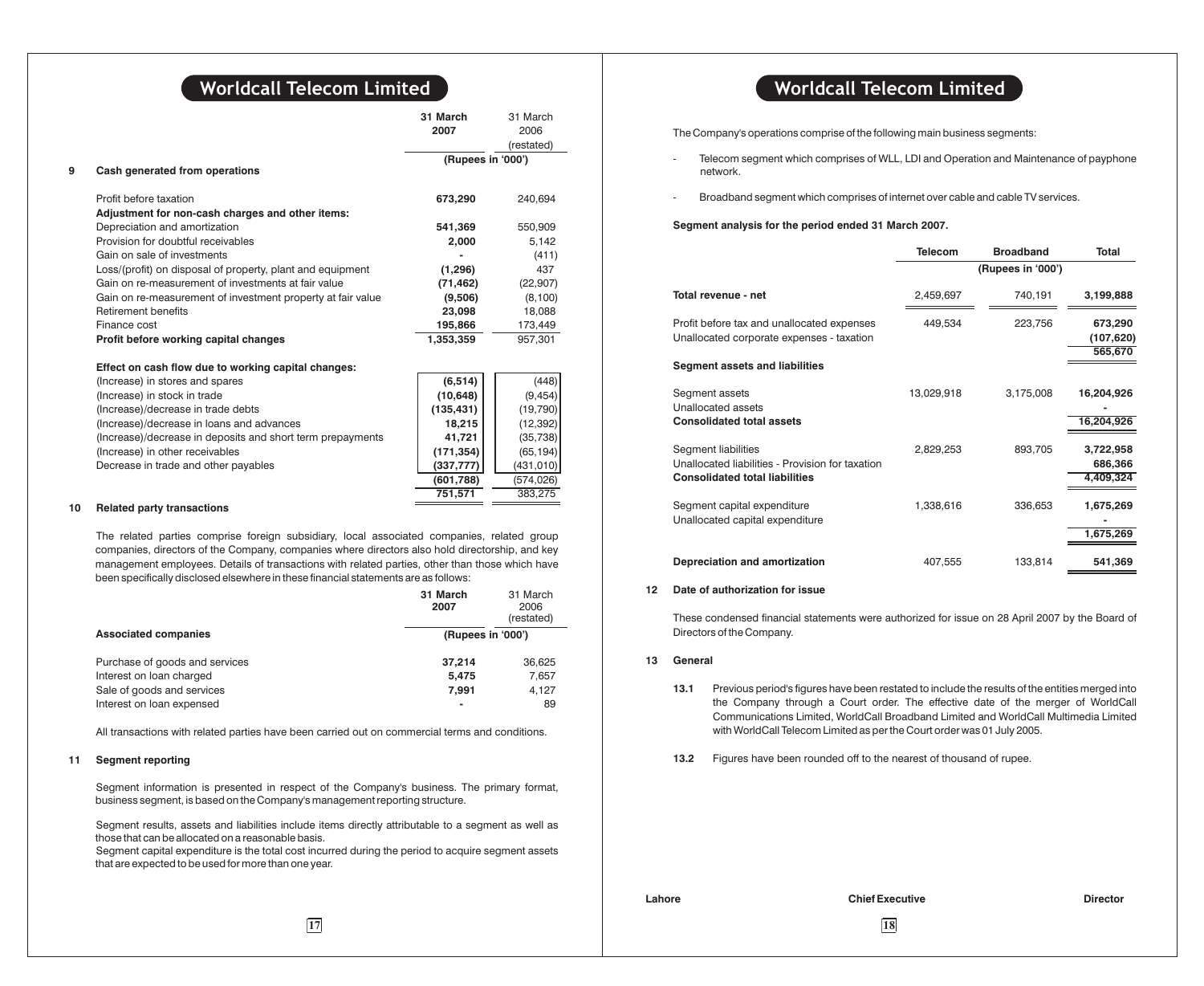## 9 Cash generated from operations

| | 31 March 2007 | 31 March 2006 (restated) |
|---|---|---|
| | (Rupees in '000') | |
| Profit before taxation | **673,290** | 240,694 |
| **Adjustment for non-cash charges and other items:** | | |
| Depreciation and amortization | **541,369** | 550,909 |
| Provision for doubtful receivables | **2,000** | 5,142 |
| Gain on sale of investments | **-** | (411) |
| Loss/(profit) on disposal of property, plant and equipment | **(1,296)** | 437 |
| Gain on re-measurement of investments at fair value | **(71,462)** | (22,907) |
| Gain on re-measurement of investment property at fair value | **(9,506)** | (8,100) |
| Retirement benefits | **23,098** | 18,088 |
| Finance cost | **195,866** | 173,449 |
| **Profit before working capital changes** | **1,353,359** | 957,301 |
| **Effect on cash flow due to working capital changes:** | | |
| (Increase) in stores and spares | **(6,514)** | (448) |
| (Increase) in stock in trade | **(10,648)** | (9,454) |
| (Increase)/decrease in trade debts | **(135,431)** | (19,790) |
| (Increase)/decrease in loans and advances | **18,215** | (12,392) |
| (Increase)/decrease in deposits and short term prepayments | **41,721** | (35,738) |
| (Increase) in other receivables | **(171,354)** | (65,194) |
| Decrease in trade and other payables | **(337,777)** | (431,010) |
| | **(601,788)** | (574,026) |
| | **751,571** | 383,275 |

## 10 Related party transactions

The related parties comprise foreign subsidiary, local associated companies, related group companies, directors of the Company, companies where directors also hold directorship, and key management employees. Details of transactions with related parties, other than those which have been specifically disclosed elsewhere in these financial statements are as follows:

| | 31 March 2007 | 31 March 2006 (restated) |
|---|---|---|
| **Associated companies** | (Rupees in '000') | |
| Purchase of goods and services | **37,214** | 36,625 |
| Interest on loan charged | **5,475** | 7,657 |
| Sale of goods and services | **7,991** | 4,127 |
| Interest on loan expensed | **-** | 89 |

All transactions with related parties have been carried out on commercial terms and conditions.

## 11 Segment reporting

Segment information is presented in respect of the Company's business. The primary format, business segment, is based on the Company's management reporting structure.

Segment results, assets and liabilities include items directly attributable to a segment as well as those that can be allocated on a reasonable basis.

Segment capital expenditure is the total cost incurred during the period to acquire segment assets that are expected to be used for more than one year.

The Company's operations comprise of the following main business segments:

- Telecom segment which comprises of WLL, LDI and Operation and Maintenance of payphone network.
- Broadband segment which comprises of internet over cable and cable TV services.

**Segment analysis for the period ended 31 March 2007.**

| | Telecom | Broadband | Total |
|---|---|---|---|
| | | (Rupees in '000') | |
| **Total revenue - net** | 2,459,697 | 740,191 | **3,199,888** |
| Profit before tax and unallocated expenses | 449,534 | 223,756 | **673,290** |
| Unallocated corporate expenses - taxation | | | **(107,620)** |
| | | | **565,670** |
| **Segment assets and liabilities** | | | |
| Segment assets | 13,029,918 | 3,175,008 | **16,204,926** |
| Unallocated assets | | | **-** |
| **Consolidated total assets** | | | **16,204,926** |
| Segment liabilities | 2,829,253 | 893,705 | **3,722,958** |
| Unallocated liabilities - Provision for taxation | | | **686,366** |
| **Consolidated total liabilities** | | | **4,409,324** |
| Segment capital expenditure | 1,338,616 | 336,653 | **1,675,269** |
| Unallocated capital expenditure | | | **-** |
| | | | **1,675,269** |
| **Depreciation and amortization** | 407,555 | 133,814 | **541,369** |

## 12 Date of authorization for issue

These condensed financial statements were authorized for issue on 28 April 2007 by the Board of Directors of the Company.

## 13 General

**13.1** Previous period's figures have been restated to include the results of the entities merged into the Company through a Court order. The effective date of the merger of WorldCall Communications Limited, WorldCall Broadband Limited and WorldCall Multimedia Limited with WorldCall Telecom Limited as per the Court order was 01 July 2005.

**13.2** Figures have been rounded off to the nearest of thousand of rupee.

**Lahore** **Chief Executive** **Director**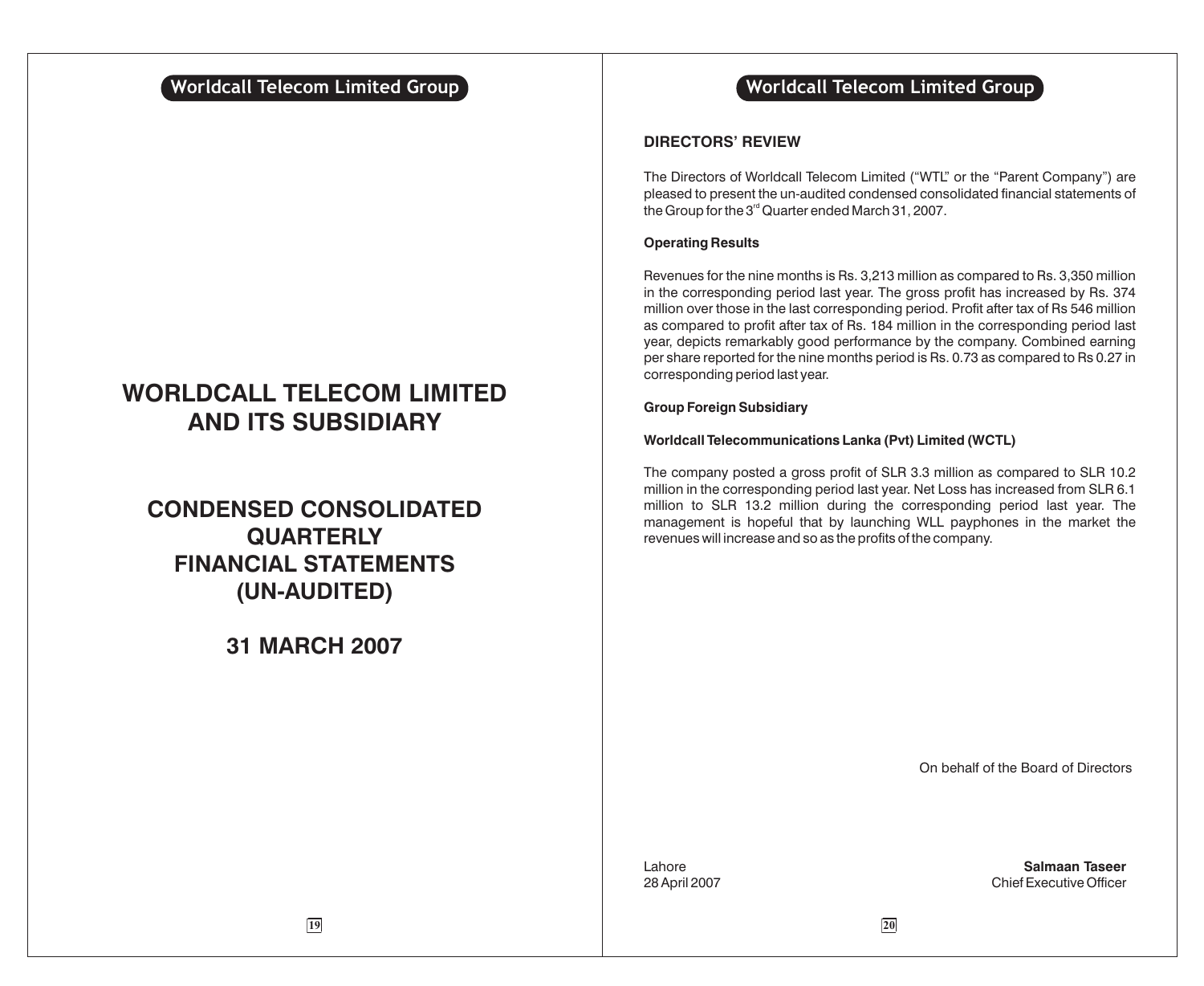# WORLDCALL TELECOM LIMITED AND ITS SUBSIDIARY

# CONDENSED CONSOLIDATED QUARTERLY FINANCIAL STATEMENTS (UN-AUDITED)

# 31 MARCH 2007

## DIRECTORS' REVIEW

The Directors of Worldcall Telecom Limited ("WTL" or the "Parent Company") are pleased to present the un-audited condensed consolidated financial statements of the Group for the 3rd Quarter ended March 31, 2007.

### Operating Results

Revenues for the nine months is Rs. 3,213 million as compared to Rs. 3,350 million in the corresponding period last year. The gross profit has increased by Rs. 374 million over those in the last corresponding period. Profit after tax of Rs 546 million as compared to profit after tax of Rs. 184 million in the corresponding period last year, depicts remarkably good performance by the company. Combined earning per share reported for the nine months period is Rs. 0.73 as compared to Rs 0.27 in corresponding period last year.

### Group Foreign Subsidiary

#### Worldcall Telecommunications Lanka (Pvt) Limited (WCTL)

The company posted a gross profit of SLR 3.3 million as compared to SLR 10.2 million in the corresponding period last year. Net Loss has increased from SLR 6.1 million to SLR 13.2 million during the corresponding period last year. The management is hopeful that by launching WLL payphones in the market the revenues will increase and so as the profits of the company.

On behalf of the Board of Directors

Lahore
28 April 2007

**Salmaan Taseer**
Chief Executive Officer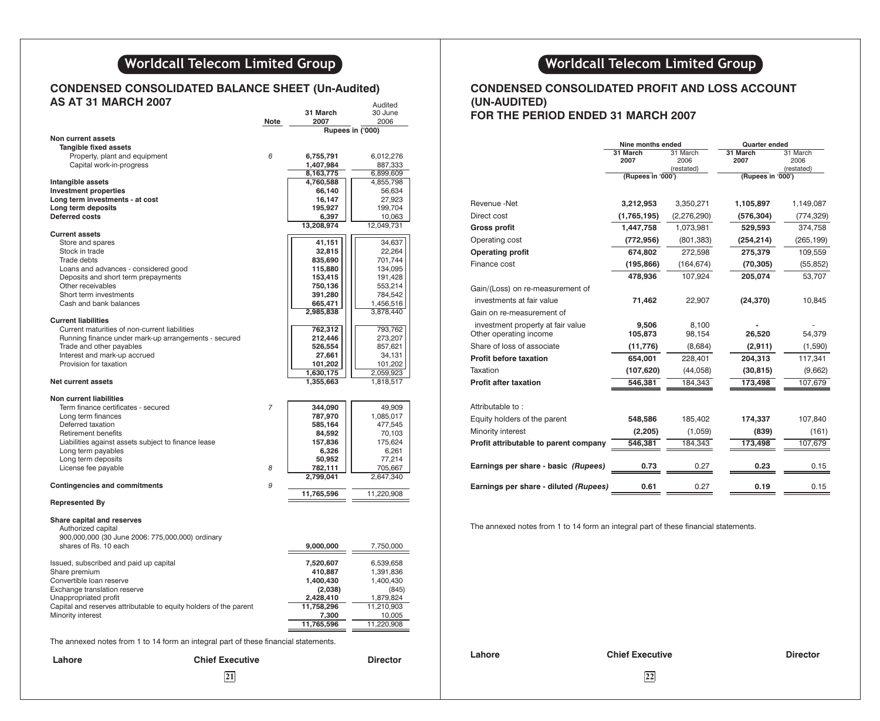# Worldcall Telecom Limited Group

## CONDENSED CONSOLIDATED BALANCE SHEET (Un-Audited) AS AT 31 MARCH 2007

| | Note | 31 March 2007 | Audited 30 June 2006 |
|---|---|---|---|
| | | Rupees in ('000) | |
| **Non current assets** | | | |
| **Tangible fixed assets** | | | |
| Property, plant and equipment | 6 | 6,755,791 | 6,012,276 |
| Capital work-in-progress | | 1,407,984 | 887,333 |
| | | 8,163,775 | 6,899,609 |
| **Intangible assets** | | 4,760,588 | 4,855,798 |
| **Investment properties** | | 66,140 | 56,634 |
| **Long term investments - at cost** | | 16,147 | 27,923 |
| **Long term deposits** | | 195,927 | 199,704 |
| **Deferred costs** | | 6,397 | 10,063 |
| | | 13,208,974 | 12,049,731 |
| **Current assets** | | | |
| Store and spares | | 41,151 | 34,637 |
| Stock in trade | | 32,815 | 22,264 |
| Trade debts | | 835,690 | 701,744 |
| Loans and advances - considered good | | 115,880 | 134,095 |
| Deposits and short term prepayments | | 153,415 | 191,428 |
| Other receivables | | 750,136 | 553,214 |
| Short term investments | | 391,280 | 784,542 |
| Cash and bank balances | | 665,471 | 1,456,516 |
| | | 2,985,838 | 3,878,440 |
| **Current liabilities** | | | |
| Current maturities of non-current liabilities | | 762,312 | 793,762 |
| Running finance under mark-up arrangements - secured | | 212,446 | 273,207 |
| Trade and other payables | | 526,554 | 857,621 |
| Interest and mark-up accrued | | 27,661 | 34,131 |
| Provision for taxation | | 101,202 | 101,202 |
| | | 1,630,175 | 2,059,923 |
| **Net current assets** | | 1,355,663 | 1,818,517 |
| **Non current liabilities** | | | |
| Term finance certificates - secured | 7 | 344,090 | 49,909 |
| Long term finances | | 787,970 | 1,085,017 |
| Deferred taxation | | 585,164 | 477,545 |
| Retirement benefits | | 84,592 | 70,103 |
| Liabilities against assets subject to finance lease | | 157,836 | 175,624 |
| Long term payables | | 6,326 | 6,261 |
| Long term deposits | | 50,952 | 77,214 |
| License fee payable | 8 | 782,111 | 705,667 |
| | | 2,799,041 | 2,647,340 |
| **Contingencies and commitments** | 9 | | |
| | | 11,765,596 | 11,220,908 |
| **Represented By** | | | |
| **Share capital and reserves** | | | |
| Authorized capital 900,000,000 (30 June 2006: 775,000,000) ordinary shares of Rs. 10 each | | 9,000,000 | 7,750,000 |
| Issued, subscribed and paid up capital | | 7,520,607 | 6,539,658 |
| Share premium | | 410,887 | 1,391,836 |
| Convertible loan reserve | | 1,400,430 | 1,400,430 |
| Exchange translation reserve | | (2,038) | (845) |
| Unappropriated profit | | 2,428,410 | 1,879,824 |
| Capital and reserves attributable to equity holders of the parent | | 11,758,296 | 11,210,903 |
| Minority interest | | 7,300 | 10,005 |
| | | 11,765,596 | 11,220,908 |

The annexed notes from 1 to 14 form an integral part of these financial statements.

Lahore | Chief Executive | Director

# Worldcall Telecom Limited Group

## CONDENSED CONSOLIDATED PROFIT AND LOSS ACCOUNT (UN-AUDITED) FOR THE PERIOD ENDED 31 MARCH 2007

| | Nine months ended | | Quarter ended | |
|---|---|---|---|---|
| | 31 March 2007 | 31 March 2006 (restated) | 31 March 2007 | 31 March 2006 (restated) |
| | (Rupees in '000') | | (Rupees in '000') | |
| Revenue -Net | 3,212,953 | 3,350,271 | 1,105,897 | 1,149,087 |
| Direct cost | (1,765,195) | (2,276,290) | (576,304) | (774,329) |
| **Gross profit** | 1,447,758 | 1,073,981 | 529,593 | 374,758 |
| Operating cost | (772,956) | (801,383) | (254,214) | (265,199) |
| **Operating profit** | 674,802 | 272,598 | 275,379 | 109,559 |
| Finance cost | (195,866) | (164,674) | (70,305) | (55,852) |
| | 478,936 | 107,924 | 205,074 | 53,707 |
| Gain/(Loss) on re-measurement of investments at fair value | 71,462 | 22,907 | (24,370) | 10,845 |
| Gain on re-measurement of investment property at fair value | 9,506 | 8,100 | - | - |
| Other operating income | 105,873 | 98,154 | 26,520 | 54,379 |
| Share of loss of associate | (11,776) | (8,684) | (2,911) | (1,590) |
| **Profit before taxation** | 654,001 | 228,401 | 204,313 | 117,341 |
| Taxation | (107,620) | (44,058) | (30,815) | (9,662) |
| **Profit after taxation** | 546,381 | 184,343 | 173,498 | 107,679 |
| Attributable to : | | | | |
| Equity holders of the parent | 548,586 | 185,402 | 174,337 | 107,840 |
| Minority interest | (2,205) | (1,059) | (839) | (161) |
| **Profit attributable to parent company** | 546,381 | 184,343 | 173,498 | 107,679 |
| **Earnings per share - basic *(Rupees)*** | 0.73 | 0.27 | 0.23 | 0.15 |
| **Earnings per share - diluted *(Rupees)*** | 0.61 | 0.27 | 0.19 | 0.15 |

The annexed notes from 1 to 14 form an integral part of these financial statements.

Lahore | Chief Executive | Director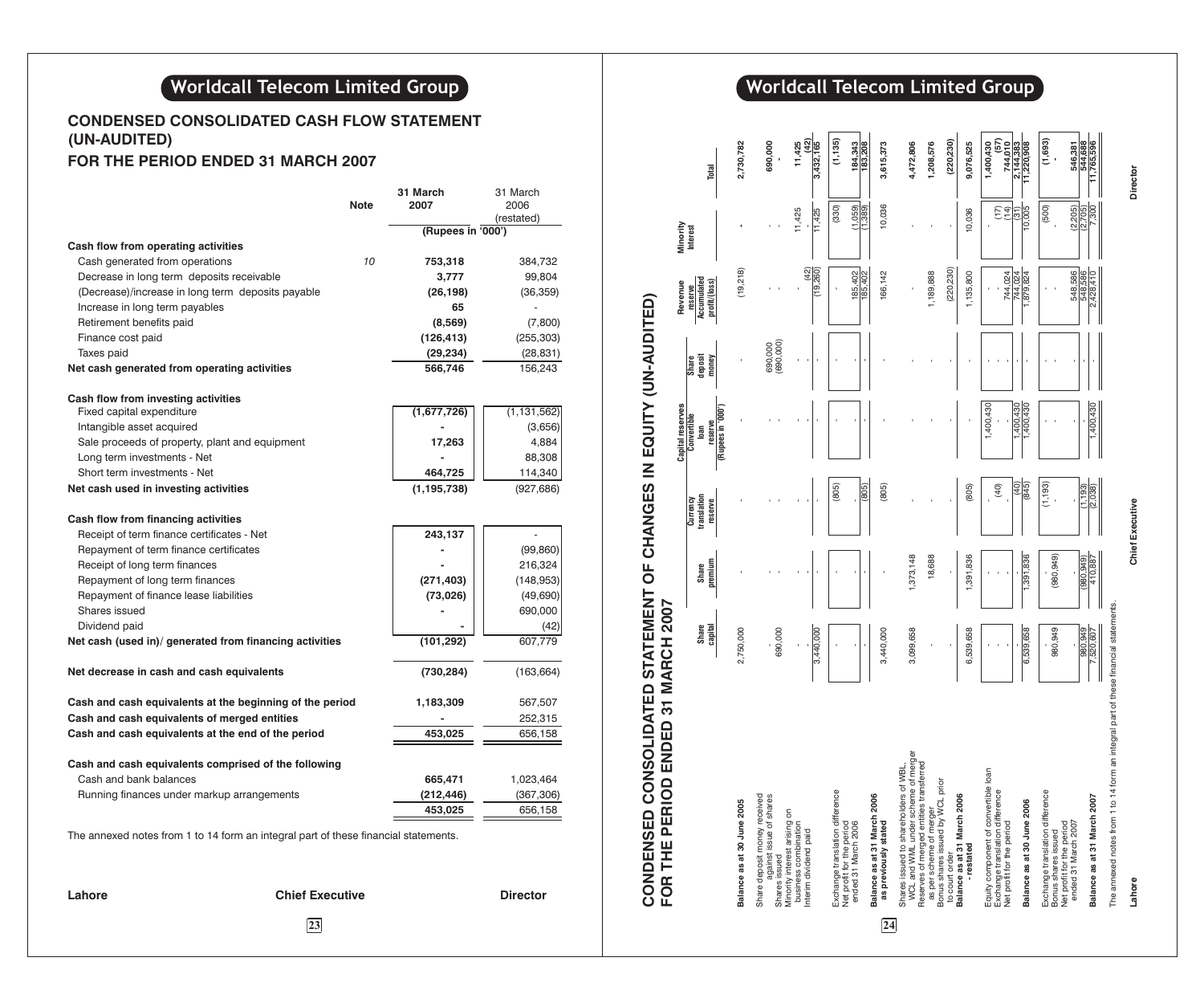# Worldcall Telecom Limited Group

## CONDENSED CONSOLIDATED CASH FLOW STATEMENT (UN-AUDITED)

### FOR THE PERIOD ENDED 31 MARCH 2007

| | Note | 31 March 2007 | 31 March 2006 (restated) |
|---|---|---|---|
| | | (Rupees in '000') | |
| **Cash flow from operating activities** | | | |
| Cash generated from operations | 10 | **753,318** | 384,732 |
| Decrease in long term deposits receivable | | **3,777** | 99,804 |
| (Decrease)/increase in long term deposits payable | | **(26,198)** | (36,359) |
| Increase in long term payables | | **65** | - |
| Retirement benefits paid | | **(8,569)** | (7,800) |
| Finance cost paid | | **(126,413)** | (255,303) |
| Taxes paid | | **(29,234)** | (28,831) |
| **Net cash generated from operating activities** | | **566,746** | 156,243 |
| **Cash flow from investing activities** | | | |
| Fixed capital expenditure | | **(1,677,726)** | (1,131,562) |
| Intangible asset acquired | | **-** | (3,656) |
| Sale proceeds of property, plant and equipment | | **17,263** | 4,884 |
| Long term investments - Net | | **-** | 88,308 |
| Short term investments - Net | | **464,725** | 114,340 |
| **Net cash used in investing activities** | | **(1,195,738)** | (927,686) |
| **Cash flow from financing activities** | | | |
| Receipt of term finance certificates - Net | | **243,137** | - |
| Repayment of term finance certificates | | **-** | (99,860) |
| Receipt of long term finances | | **-** | 216,324 |
| Repayment of long term finances | | **(271,403)** | (148,953) |
| Repayment of finance lease liabilities | | **(73,026)** | (49,690) |
| Shares issued | | **-** | 690,000 |
| Dividend paid | | **-** | (42) |
| **Net cash (used in)/ generated from financing activities** | | **(101,292)** | 607,779 |
| **Net decrease in cash and cash equivalents** | | **(730,284)** | (163,664) |
| **Cash and cash equivalents at the beginning of the period** | | **1,183,309** | 567,507 |
| **Cash and cash equivalents of merged entities** | | **-** | 252,315 |
| **Cash and cash equivalents at the end of the period** | | **453,025** | 656,158 |
| **Cash and cash equivalents comprised of the following** | | | |
| Cash and bank balances | | **665,471** | 1,023,464 |
| Running finances under markup arrangements | | **(212,446)** | (367,306) |
| | | **453,025** | 656,158 |

The annexed notes from 1 to 14 form an integral part of these financial statements.

**Lahore** **Chief Executive** **Director**

# Worldcall Telecom Limited Group

## CONDENSED CONSOLIDATED STATEMENT OF CHANGES IN EQUITY (UN-AUDITED)

### FOR THE PERIOD ENDED 31 MARCH 2007

| | Share capital | Share premium | Capital reserves | | Share deposit money | Revenue reserve | Minority Interest | Total |
|---|---|---|---|---|---|---|---|---|
| | | | Currency translation reserve | Convertible loan reserve | | Accumulated profit/(loss) | | |
| | (Rupees in '000') | | | | | | | |
| **Balance as at 30 June 2005** | 2,750,000 | - | - | - | - | (19,218) | - | **2,730,782** |
| Share deposit money received against issue of shares | - | - | - | - | 690,000 | - | - | **690,000** |
| Shares issued | 690,000 | - | - | - | (690,000) | - | - | **-** |
| Minority interest arising on business combination | - | - | - | - | - | - | 11,425 | **11,425** |
| Interim dividend paid | - | - | - | - | - | (42) | - | **(42)** |
| | 3,440,000 | - | - | - | - | (19,260) | 11,425 | **3,432,165** |
| Exchange translation difference | - | - | (805) | - | - | - | (330) | **(1,135)** |
| Net profit for the period ended 31 March 2006 | - | - | - | - | - | 185,402 | (1,059) | **184,343** |
| | - | - | (805) | - | - | 185,402 | (1,389) | **183,208** |
| **Balance as at 31 March 2006 as previously stated** | 3,440,000 | - | (805) | - | - | 166,142 | 10,036 | **3,615,373** |
| Shares issued to shareholders of WBL, WCL and WML under scheme of merger | 3,099,658 | 1,373,148 | - | - | - | - | - | **4,472,806** |
| Reserves of merged entities transferred as per scheme of merger | - | 18,688 | - | - | - | 1,189,888 | - | **1,208,576** |
| Bonus shares issued by WCL prior to court order | - | - | - | - | - | (220,230) | - | **(220,230)** |
| **Balance as at 31 March 2006 - restated** | 6,539,658 | 1,391,836 | (805) | - | - | 1,135,800 | 10,036 | **9,076,525** |
| Equity component of convertible loan | - | - | - | 1,400,430 | - | - | - | **1,400,430** |
| Exchange translation difference | - | - | (40) | - | - | - | (17) | **(57)** |
| Net profit for the period | - | - | - | - | - | 744,024 | (14) | **744,010** |
| | - | - | (40) | 1,400,430 | - | 744,024 | (31) | **2,144,383** |
| **Balance as at 30 June 2006** | 6,539,658 | 1,391,836 | (845) | 1,400,430 | - | 1,879,824 | 10,005 | **11,220,908** |
| Exchange translation difference | - | - | (1,193) | - | - | - | (500) | **(1,693)** |
| Bonus shares issued | 980,949 | (980,949) | - | - | - | - | - | **-** |
| Net profit for the period ended 31 March 2007 | - | - | - | - | - | 548,586 | (2,205) | **546,381** |
| | 980,949 | (980,949) | (1,193) | - | - | 548,586 | (2,705) | **544,688** |
| **Balance as at 31 March 2007** | 7,520,607 | 410,887 | (2,038) | 1,400,430 | - | 2,428,410 | 7,300 | **11,765,596** |

The annexed notes from 1 to 14 form an integral part of these financial statements.

**Lahore** **Chief Executive** **Director**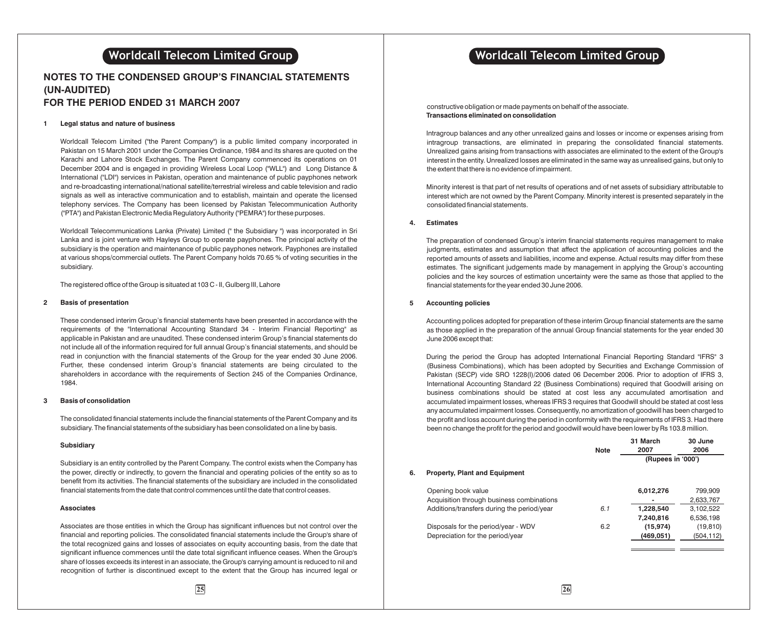# NOTES TO THE CONDENSED GROUP'S FINANCIAL STATEMENTS (UN-AUDITED) FOR THE PERIOD ENDED 31 MARCH 2007

**1 Legal status and nature of business**

Worldcall Telecom Limited ("the Parent Company") is a public limited company incorporated in Pakistan on 15 March 2001 under the Companies Ordinance, 1984 and its shares are quoted on the Karachi and Lahore Stock Exchanges. The Parent Company commenced its operations on 01 December 2004 and is engaged in providing Wireless Local Loop ("WLL") and Long Distance & International ("LDI") services in Pakistan, operation and maintenance of public payphones network and re-broadcasting international/national satellite/terrestrial wireless and cable television and radio signals as well as interactive communication and to establish, maintain and operate the licensed telephony services. The Company has been licensed by Pakistan Telecommunication Authority ("PTA") and Pakistan Electronic Media Regulatory Authority ("PEMRA") for these purposes.

Worldcall Telecommunications Lanka (Private) Limited (" the Subsidiary ") was incorporated in Sri Lanka and is joint venture with Hayleys Group to operate payphones. The principal activity of the subsidiary is the operation and maintenance of public payphones network. Payphones are installed at various shops/commercial outlets. The Parent Company holds 70.65 % of voting securities in the subsidiary.

The registered office of the Group is situated at 103 C - II, Gulberg III, Lahore

**2 Basis of presentation**

These condensed interim Group's financial statements have been presented in accordance with the requirements of the "International Accounting Standard 34 - Interim Financial Reporting" as applicable in Pakistan and are unaudited. These condensed interim Group's financial statements do not include all of the information required for full annual Group's financial statements, and should be read in conjunction with the financial statements of the Group for the year ended 30 June 2006. Further, these condensed interim Group's financial statements are being circulated to the shareholders in accordance with the requirements of Section 245 of the Companies Ordinance, 1984.

**3 Basis of consolidation**

The consolidated financial statements include the financial statements of the Parent Company and its subsidiary. The financial statements of the subsidiary has been consolidated on a line by basis.

**Subsidiary**

Subsidiary is an entity controlled by the Parent Company. The control exists when the Company has the power, directly or indirectly, to govern the financial and operating policies of the entity so as to benefit from its activities. The financial statements of the subsidiary are included in the consolidated financial statements from the date that control commences until the date that control ceases.

**Associates**

Associates are those entities in which the Group has significant influences but not control over the financial and reporting policies. The consolidated financial statements include the Group's share of the total recognized gains and losses of associates on equity accounting basis, from the date that significant influence commences until the date total significant influence ceases. When the Group's share of losses exceeds its interest in an associate, the Group's carrying amount is reduced to nil and recognition of further is discontinued except to the extent that the Group has incurred legal or constructive obligation or made payments on behalf of the associate.

**Transactions eliminated on consolidation**

Intragroup balances and any other unrealized gains and losses or income or expenses arising from intragroup transactions, are eliminated in preparing the consolidated financial statements. Unrealized gains arising from transactions with associates are eliminated to the extent of the Group's interest in the entity. Unrealized losses are eliminated in the same way as unrealised gains, but only to the extent that there is no evidence of impairment.

Minority interest is that part of net results of operations and of net assets of subsidiary attributable to interest which are not owned by the Parent Company. Minority interest is presented separately in the consolidated financial statements.

**4. Estimates**

The preparation of condensed Group's interim financial statements requires management to make judgments, estimates and assumption that affect the application of accounting policies and the reported amounts of assets and liabilities, income and expense. Actual results may differ from these estimates. The significant judgements made by management in applying the Group's accounting policies and the key sources of estimation uncertainty were the same as those that applied to the financial statements for the year ended 30 June 2006.

**5 Accounting policies**

Accounting polices adopted for preparation of these interim Group financial statements are the same as those applied in the preparation of the annual Group financial statements for the year ended 30 June 2006 except that:

During the period the Group has adopted International Financial Reporting Standard "IFRS" 3 (Business Combinations), which has been adopted by Securities and Exchange Commission of Pakistan (SECP) vide SRO 1228(I)/2006 dated 06 December 2006. Prior to adoption of IFRS 3, International Accounting Standard 22 (Business Combinations) required that Goodwill arising on business combinations should be stated at cost less any accumulated amortisation and accumulated impairment losses, whereas IFRS 3 requires that Goodwill should be stated at cost less any accumulated impairment losses. Consequently, no amortization of goodwill has been charged to the profit and loss account during the period in conformity with the requirements of IFRS 3. Had there been no change the profit for the period and goodwill would have been lower by Rs 103.8 million.

| | Note | 31 March 2007 | 30 June 2006 |
|---|---|---|---|
| | | (Rupees in '000') | |
| **6. Property, Plant and Equipment** | | | |
| Opening book value | | **6,012,276** | 799,909 |
| Acquisition through business combinations | | **-** | 2,633,767 |
| Additions/transfers during the period/year | *6.1* | **1,228,540** | 3,102,522 |
| | | **7,240,816** | 6,536,198 |
| Disposals for the period/year - WDV | 6.2 | **(15,974)** | (19,810) |
| Depreciation for the period/year | | **(469,051)** | (504,112) |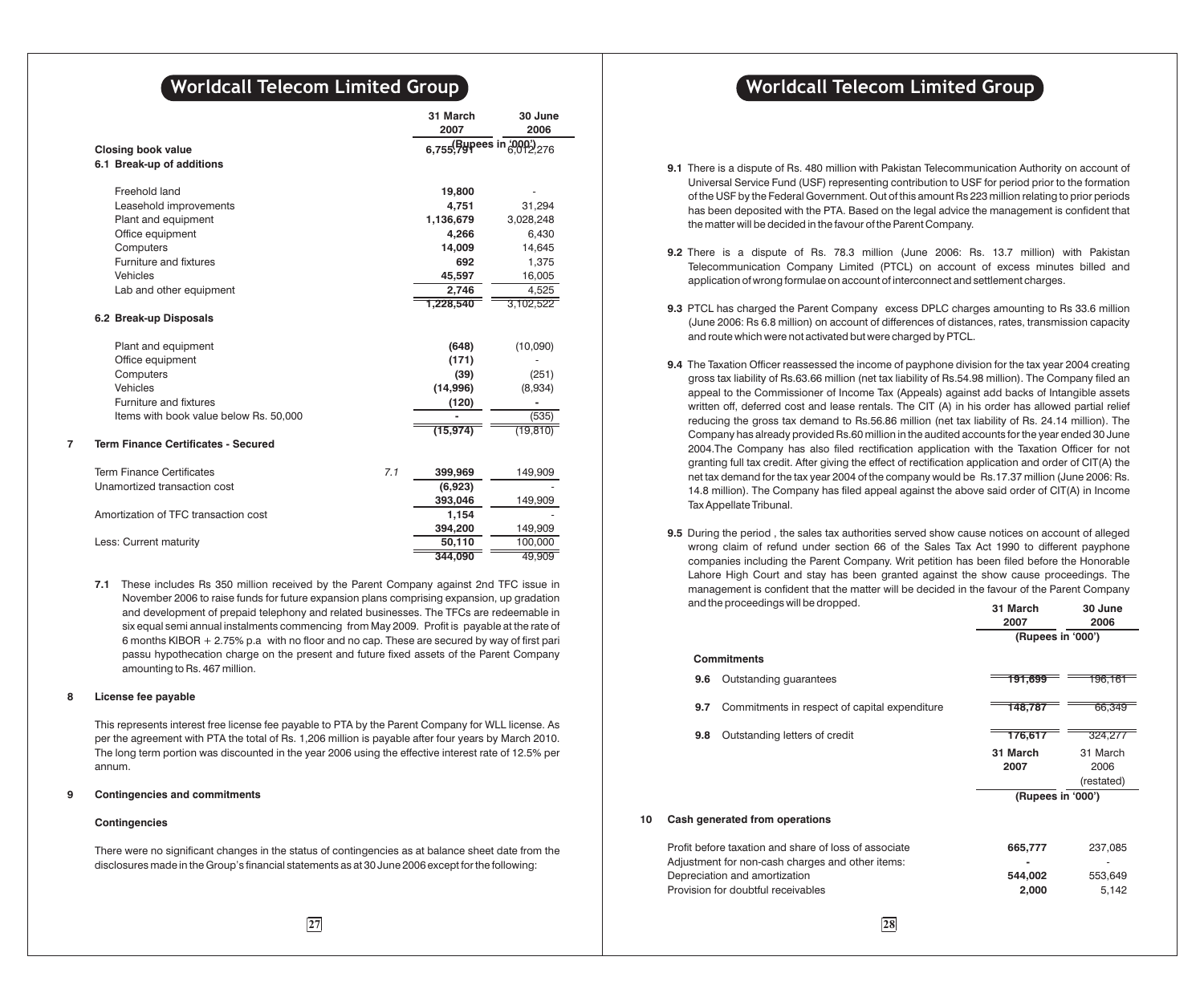| | | 31 March 2007 | 30 June 2006 |
|---|---|---|---|
| | | (Rupees in '000') | |
| **Closing book value** | | **6,755,791** | 6,012,276 |

**6.1 Break-up of additions**

| | 31 March 2007 | 30 June 2006 |
|---|---|---|
| Freehold land | **19,800** | - |
| Leasehold improvements | **4,751** | 31,294 |
| Plant and equipment | **1,136,679** | 3,028,248 |
| Office equipment | **4,266** | 6,430 |
| Computers | **14,009** | 14,645 |
| Furniture and fixtures | **692** | 1,375 |
| Vehicles | **45,597** | 16,005 |
| Lab and other equipment | **2,746** | 4,525 |
| | **1,228,540** | 3,102,522 |

**6.2 Break-up Disposals**

| | 31 March 2007 | 30 June 2006 |
|---|---|---|
| Plant and equipment | **(648)** | (10,090) |
| Office equipment | **(171)** | - |
| Computers | **(39)** | (251) |
| Vehicles | **(14,996)** | (8,934) |
| Furniture and fixtures | **(120)** | - |
| Items with book value below Rs. 50,000 | **-** | (535) |
| | **(15,974)** | (19,810) |

## 7 Term Finance Certificates - Secured

| | Note | 31 March 2007 | 30 June 2006 |
|---|---|---|---|
| Term Finance Certificates | 7.1 | **399,969** | 149,909 |
| Unamortized transaction cost | | **(6,923)** | - |
| | | **393,046** | 149,909 |
| Amortization of TFC transaction cost | | **1,154** | - |
| | | **394,200** | 149,909 |
| Less: Current maturity | | **50,110** | 100,000 |
| | | **344,090** | 49,909 |

**7.1** These includes Rs 350 million received by the Parent Company against 2nd TFC issue in November 2006 to raise funds for future expansion plans comprising expansion, up gradation and development of prepaid telephony and related businesses. The TFCs are redeemable in six equal semi annual instalments commencing from May 2009. Profit is payable at the rate of 6 months KIBOR + 2.75% p.a with no floor and no cap. These are secured by way of first pari passu hypothecation charge on the present and future fixed assets of the Parent Company amounting to Rs. 467 million.

## 8 License fee payable

This represents interest free license fee payable to PTA by the Parent Company for WLL license. As per the agreement with PTA the total of Rs. 1,206 million is payable after four years by March 2010. The long term portion was discounted in the year 2006 using the effective interest rate of 12.5% per annum.

## 9 Contingencies and commitments

### Contingencies

There were no significant changes in the status of contingencies as at balance sheet date from the disclosures made in the Group's financial statements as at 30 June 2006 except for the following:

**9.1** There is a dispute of Rs. 480 million with Pakistan Telecommunication Authority on account of Universal Service Fund (USF) representing contribution to USF for period prior to the formation of the USF by the Federal Government. Out of this amount Rs 223 million relating to prior periods has been deposited with the PTA. Based on the legal advice the management is confident that the matter will be decided in the favour of the Parent Company.

**9.2** There is a dispute of Rs. 78.3 million (June 2006: Rs. 13.7 million) with Pakistan Telecommunication Company Limited (PTCL) on account of excess minutes billed and application of wrong formulae on account of interconnect and settlement charges.

**9.3** PTCL has charged the Parent Company excess DPLC charges amounting to Rs 33.6 million (June 2006: Rs 6.8 million) on account of differences of distances, rates, transmission capacity and route which were not activated but were charged by PTCL.

**9.4** The Taxation Officer reassessed the income of payphone division for the tax year 2004 creating gross tax liability of Rs.63.66 million (net tax liability of Rs.54.98 million). The Company filed an appeal to the Commissioner of Income Tax (Appeals) against add backs of Intangible assets written off, deferred cost and lease rentals. The CIT (A) in his order has allowed partial relief reducing the gross tax demand to Rs.56.86 million (net tax liability of Rs. 24.14 million). The Company has already provided Rs.60 million in the audited accounts for the year ended 30 June 2004.The Company has also filed rectification application with the Taxation Officer for not granting full tax credit. After giving the effect of rectification application and order of CIT(A) the net tax demand for the tax year 2004 of the company would be Rs.17.37 million (June 2006: Rs. 14.8 million). The Company has filed appeal against the above said order of CIT(A) in Income Tax Appellate Tribunal.

**9.5** During the period , the sales tax authorities served show cause notices on account of alleged wrong claim of refund under section 66 of the Sales Tax Act 1990 to different payphone companies including the Parent Company. Writ petition has been filed before the Honorable Lahore High Court and stay has been granted against the show cause proceedings. The management is confident that the matter will be decided in the favour of the Parent Company and the proceedings will be dropped.

| | 31 March 2007 | 30 June 2006 |
|---|---|---|
| | (Rupees in '000') | |
| **Commitments** | | |
| **9.6** Outstanding guarantees | **191,699** | 196,161 |
| **9.7** Commitments in respect of capital expenditure | **148,787** | 66,349 |
| **9.8** Outstanding letters of credit | **176,617** | 324,277 |

## 10 Cash generated from operations

| | 31 March 2007 | 31 March 2006 (restated) |
|---|---|---|
| | (Rupees in '000') | |
| Profit before taxation and share of loss of associate | **665,777** | 237,085 |
| Adjustment for non-cash charges and other items: | **-** | - |
| Depreciation and amortization | **544,002** | 553,649 |
| Provision for doubtful receivables | **2,000** | 5,142 |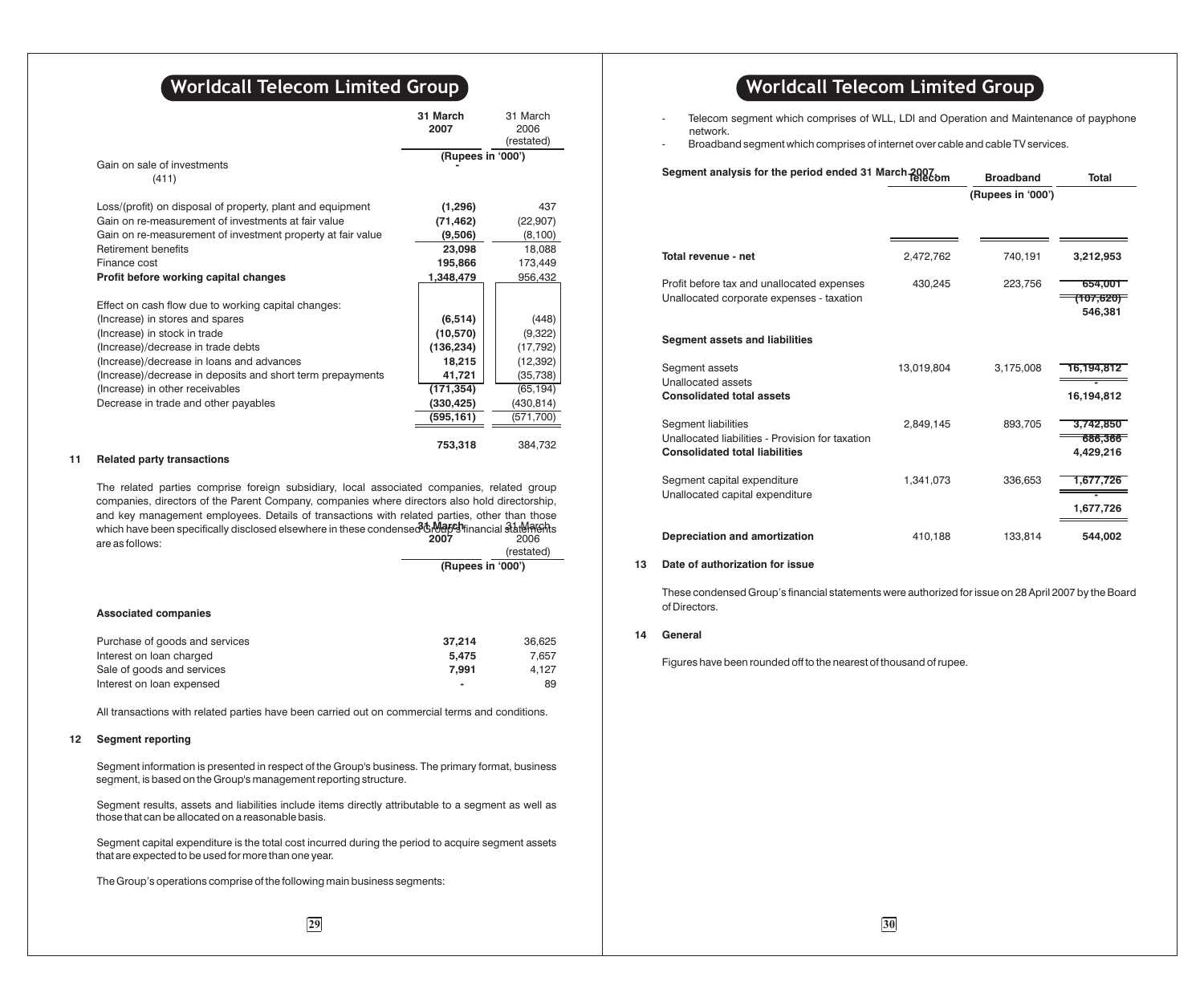| | 31 March 2007 | 31 March 2006 (restated) |
|---|---|---|
| | (Rupees in '000') | |
| Gain on sale of investments | - | (411) |
| Loss/(profit) on disposal of property, plant and equipment | **(1,296)** | 437 |
| Gain on re-measurement of investments at fair value | **(71,462)** | (22,907) |
| Gain on re-measurement of investment property at fair value | **(9,506)** | (8,100) |
| Retirement benefits | **23,098** | 18,088 |
| Finance cost | **195,866** | 173,449 |
| **Profit before working capital changes** | **1,348,479** | 956,432 |
| Effect on cash flow due to working capital changes: | | |
| (Increase) in stores and spares | **(6,514)** | (448) |
| (Increase) in stock in trade | **(10,570)** | (9,322) |
| (Increase)/decrease in trade debts | **(136,234)** | (17,792) |
| (Increase)/decrease in loans and advances | **18,215** | (12,392) |
| (Increase)/decrease in deposits and short term prepayments | **41,721** | (35,738) |
| (Increase) in other receivables | **(171,354)** | (65,194) |
| Decrease in trade and other payables | **(330,425)** | (430,814) |
| | **(595,161)** | (571,700) |
| | **753,318** | 384,732 |

## 11 Related party transactions

The related parties comprise foreign subsidiary, local associated companies, related group companies, directors of the Parent Company, companies where directors also hold directorship, and key management employees. Details of transactions with related parties, other than those which have been specifically disclosed elsewhere in these condensed Group's financial statements are as follows:

| | 31 March 2007 | 31 March 2006 (restated) |
|---|---|---|
| | (Rupees in '000') | |
| **Associated companies** | | |
| Purchase of goods and services | **37,214** | 36,625 |
| Interest on loan charged | **5,475** | 7,657 |
| Sale of goods and services | **7,991** | 4,127 |
| Interest on loan expensed | **-** | 89 |

All transactions with related parties have been carried out on commercial terms and conditions.

## 12 Segment reporting

Segment information is presented in respect of the Group's business. The primary format, business segment, is based on the Group's management reporting structure.

Segment results, assets and liabilities include items directly attributable to a segment as well as those that can be allocated on a reasonable basis.

Segment capital expenditure is the total cost incurred during the period to acquire segment assets that are expected to be used for more than one year.

The Group's operations comprise of the following main business segments:

- Telecom segment which comprises of WLL, LDI and Operation and Maintenance of payphone network.
- Broadband segment which comprises of internet over cable and cable TV services.

**Segment analysis for the period ended 31 March 2007**

| | Telecom | Broadband | Total |
|---|---|---|---|
| | | (Rupees in '000') | |
| **Total revenue - net** | 2,472,762 | 740,191 | **3,212,953** |
| Profit before tax and unallocated expenses | 430,245 | 223,756 | **654,001** |
| Unallocated corporate expenses - taxation | | | **(107,620)** |
| | | | **546,381** |
| **Segment assets and liabilities** | | | |
| Segment assets | 13,019,804 | 3,175,008 | **16,194,812** |
| Unallocated assets | | | **-** |
| **Consolidated total assets** | | | **16,194,812** |
| Segment liabilities | 2,849,145 | 893,705 | **3,742,850** |
| Unallocated liabilities - Provision for taxation | | | **686,366** |
| **Consolidated total liabilities** | | | **4,429,216** |
| Segment capital expenditure | 1,341,073 | 336,653 | **1,677,726** |
| Unallocated capital expenditure | | | **-** |
| | | | **1,677,726** |
| **Depreciation and amortization** | 410,188 | 133,814 | **544,002** |

## 13 Date of authorization for issue

These condensed Group's financial statements were authorized for issue on 28 April 2007 by the Board of Directors.

## 14 General

Figures have been rounded off to the nearest of thousand of rupee.